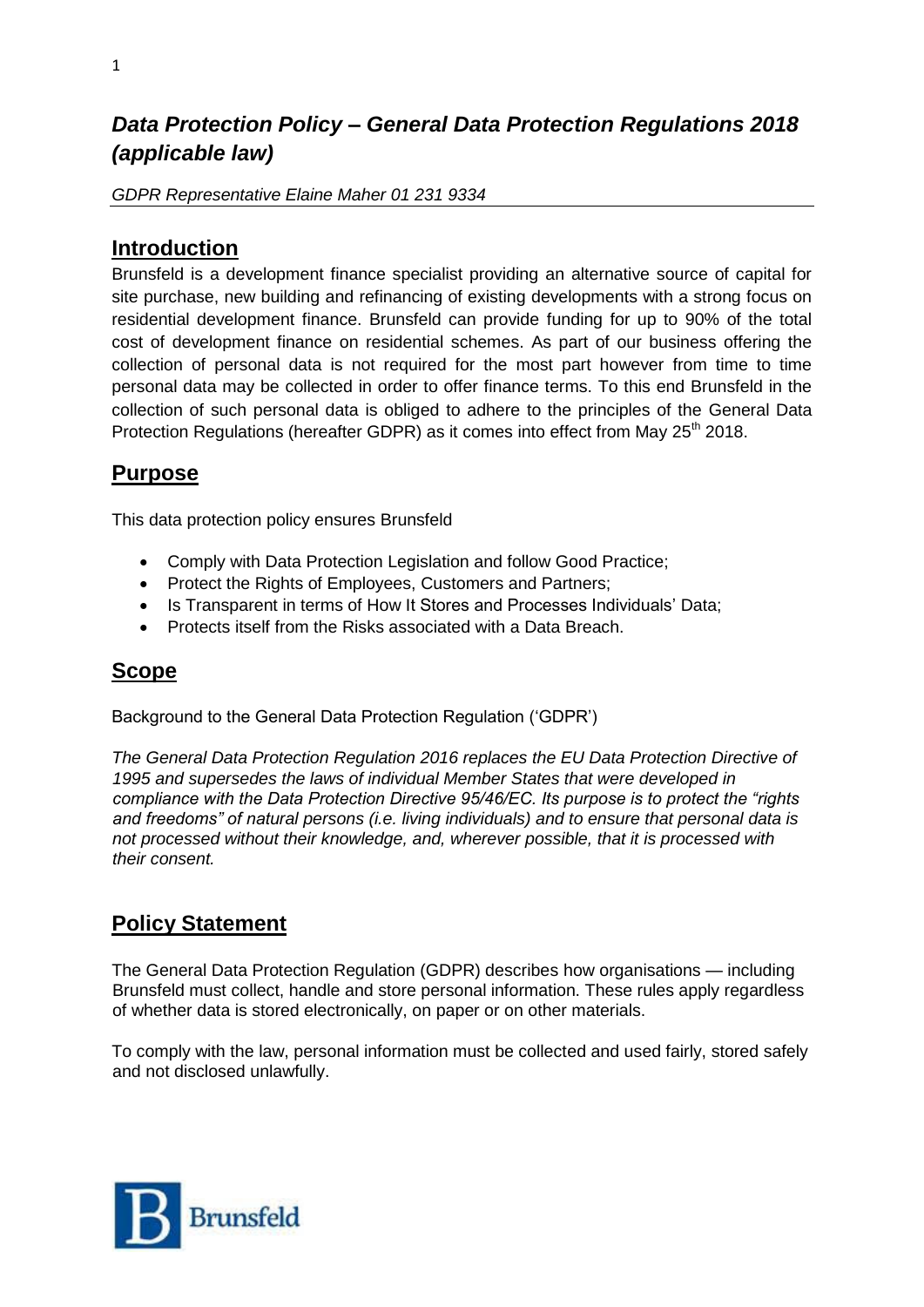# *Data Protection Policy – General Data Protection Regulations 2018 (applicable law)*

*GDPR Representative Elaine Maher 01 231 9334*

## Introduction

Brunsfeld is a development finance specialist providing an alternative source of capital for site purchase, new building and refinancing of existing developments with a strong focus on residential development finance. Brunsfeld can provide funding for up to 90% of the total cost of development finance on residential schemes. As part of our business offering the collection of personal data is not required for the most part however from time to time personal data may be collected in order to offer finance terms. To this end Brunsfeld in the collection of such personal data is obliged to adhere to the principles of the General Data Protection Regulations (hereafter GDPR) as it comes into effect from May 25th 2018.

## Purpose

This data protection policy ensures Brunsfeld

- Comply with Data Protection Legislation and follow Good Practice;
- Protect the Rights of Employees, Customers and Partners;
- Is Transparent in terms of How It Stores and Processes Individuals' Data;
- Protects itself from the Risks associated with a Data Breach.

## Scope

Background to the General Data Protection Regulation ('GDPR')

*The General Data Protection Regulation 2016 replaces the EU Data Protection Directive of 1995 and supersedes the laws of individual Member States that were developed in compliance with the Data Protection Directive 95/46/EC. Its purpose is to protect the "rights and freedoms" of natural persons (i.e. living individuals) and to ensure that personal data is not processed without their knowledge, and, wherever possible, that it is processed with their consent.*

## Policy Statement

The General Data Protection Regulation (GDPR) describes how organisations — including Brunsfeld must collect, handle and store personal information. These rules apply regardless of whether data is stored electronically, on paper or on other materials.

To comply with the law, personal information must be collected and used fairly, stored safely and not disclosed unlawfully.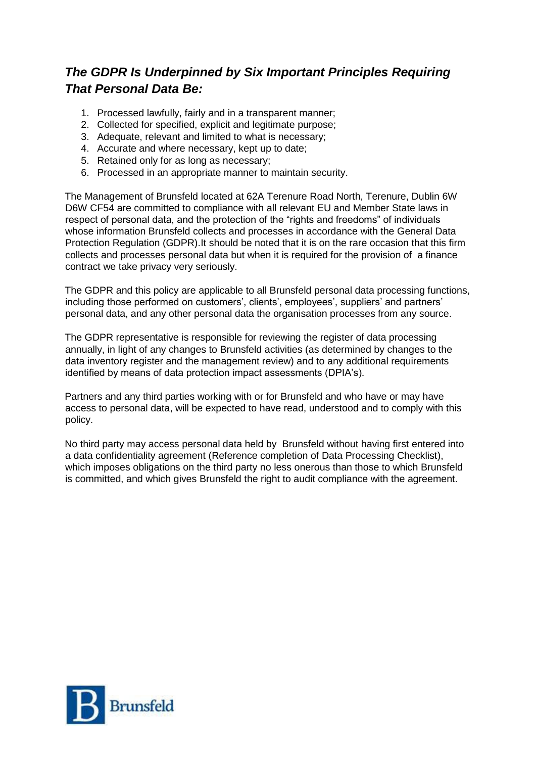## *The GDPR Is Underpinned by Six Important Principles Requiring That Personal Data Be:*

1. Processed lawfully, fairly and in a transparent manner;
2. Collected for specified, explicit and legitimate purpose;
3. Adequate, relevant and limited to what is necessary;
4. Accurate and where necessary, kept up to date;
5. Retained only for as long as necessary;
6. Processed in an appropriate manner to maintain security.

The Management of Brunsfeld located at 62A Terenure Road North, Terenure, Dublin 6W D6W CF54 are committed to compliance with all relevant EU and Member State laws in respect of personal data, and the protection of the "rights and freedoms" of individuals whose information Brunsfeld collects and processes in accordance with the General Data Protection Regulation (GDPR).It should be noted that it is on the rare occasion that this firm collects and processes personal data but when it is required for the provision of a finance contract we take privacy very seriously.

The GDPR and this policy are applicable to all Brunsfeld personal data processing functions, including those performed on customers', clients', employees', suppliers' and partners' personal data, and any other personal data the organisation processes from any source.

The GDPR representative is responsible for reviewing the register of data processing annually, in light of any changes to Brunsfeld activities (as determined by changes to the data inventory register and the management review) and to any additional requirements identified by means of data protection impact assessments (DPIA's).

Partners and any third parties working with or for Brunsfeld and who have or may have access to personal data, will be expected to have read, understood and to comply with this policy.

No third party may access personal data held by Brunsfeld without having first entered into a data confidentiality agreement (Reference completion of Data Processing Checklist), which imposes obligations on the third party no less onerous than those to which Brunsfeld is committed, and which gives Brunsfeld the right to audit compliance with the agreement.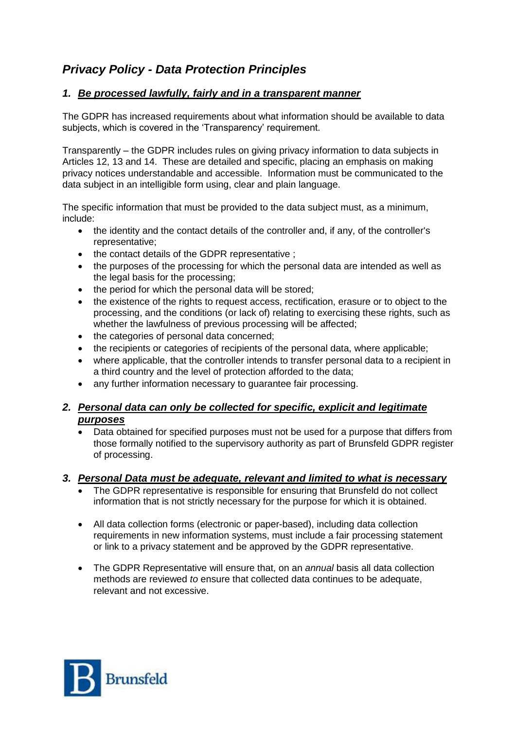## *Privacy Policy - Data Protection Principles*

### *1. Be processed lawfully, fairly and in a transparent manner*

The GDPR has increased requirements about what information should be available to data subjects, which is covered in the 'Transparency' requirement.

Transparently – the GDPR includes rules on giving privacy information to data subjects in Articles 12, 13 and 14. These are detailed and specific, placing an emphasis on making privacy notices understandable and accessible. Information must be communicated to the data subject in an intelligible form using, clear and plain language.

The specific information that must be provided to the data subject must, as a minimum, include:

- the identity and the contact details of the controller and, if any, of the controller's representative;
- the contact details of the GDPR representative ;
- the purposes of the processing for which the personal data are intended as well as the legal basis for the processing;
- the period for which the personal data will be stored;
- the existence of the rights to request access, rectification, erasure or to object to the processing, and the conditions (or lack of) relating to exercising these rights, such as whether the lawfulness of previous processing will be affected;
- the categories of personal data concerned;
- the recipients or categories of recipients of the personal data, where applicable;
- where applicable, that the controller intends to transfer personal data to a recipient in a third country and the level of protection afforded to the data;
- any further information necessary to guarantee fair processing.

### *2. Personal data can only be collected for specific, explicit and legitimate purposes*

- Data obtained for specified purposes must not be used for a purpose that differs from those formally notified to the supervisory authority as part of Brunsfeld GDPR register of processing.

### *3. Personal Data must be adequate, relevant and limited to what is necessary*

- The GDPR representative is responsible for ensuring that Brunsfeld do not collect information that is not strictly necessary for the purpose for which it is obtained.

- All data collection forms (electronic or paper-based), including data collection requirements in new information systems, must include a fair processing statement or link to a privacy statement and be approved by the GDPR representative.

- The GDPR Representative will ensure that, on an *annual* basis all data collection methods are reviewed *to* ensure that collected data continues to be adequate, relevant and not excessive.

Brunsfeld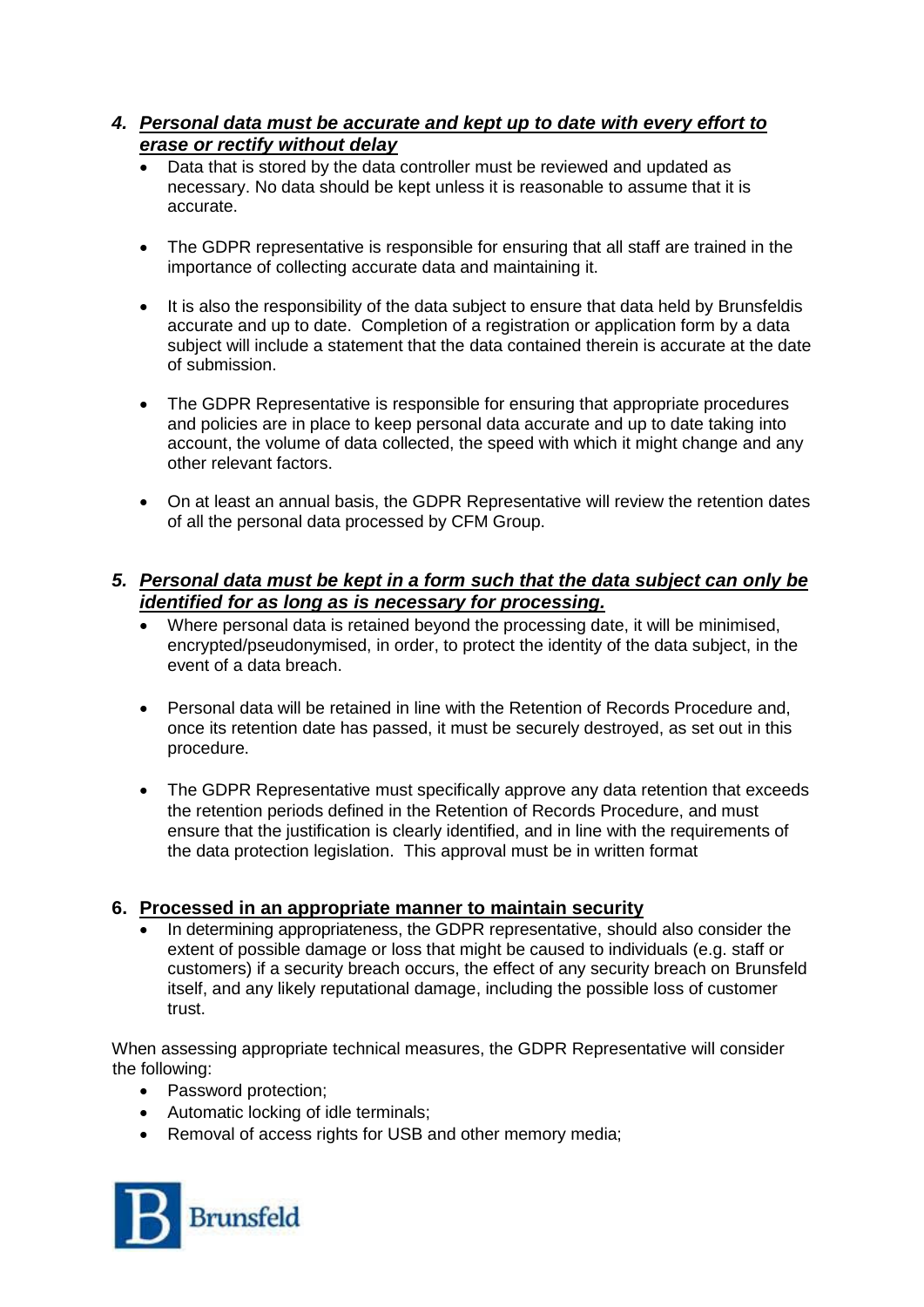## *4. Personal data must be accurate and kept up to date with every effort to erase or rectify without delay*

- Data that is stored by the data controller must be reviewed and updated as necessary. No data should be kept unless it is reasonable to assume that it is accurate.

- The GDPR representative is responsible for ensuring that all staff are trained in the importance of collecting accurate data and maintaining it.

- It is also the responsibility of the data subject to ensure that data held by Brunsfeldis accurate and up to date. Completion of a registration or application form by a data subject will include a statement that the data contained therein is accurate at the date of submission.

- The GDPR Representative is responsible for ensuring that appropriate procedures and policies are in place to keep personal data accurate and up to date taking into account, the volume of data collected, the speed with which it might change and any other relevant factors.

- On at least an annual basis, the GDPR Representative will review the retention dates of all the personal data processed by CFM Group.

## *5. Personal data must be kept in a form such that the data subject can only be identified for as long as is necessary for processing.*

- Where personal data is retained beyond the processing date, it will be minimised, encrypted/pseudonymised, in order, to protect the identity of the data subject, in the event of a data breach.

- Personal data will be retained in line with the Retention of Records Procedure and, once its retention date has passed, it must be securely destroyed, as set out in this procedure.

- The GDPR Representative must specifically approve any data retention that exceeds the retention periods defined in the Retention of Records Procedure, and must ensure that the justification is clearly identified, and in line with the requirements of the data protection legislation. This approval must be in written format

## 6. Processed in an appropriate manner to maintain security

- In determining appropriateness, the GDPR representative, should also consider the extent of possible damage or loss that might be caused to individuals (e.g. staff or customers) if a security breach occurs, the effect of any security breach on Brunsfeld itself, and any likely reputational damage, including the possible loss of customer trust.

When assessing appropriate technical measures, the GDPR Representative will consider the following:

- Password protection;
- Automatic locking of idle terminals;
- Removal of access rights for USB and other memory media;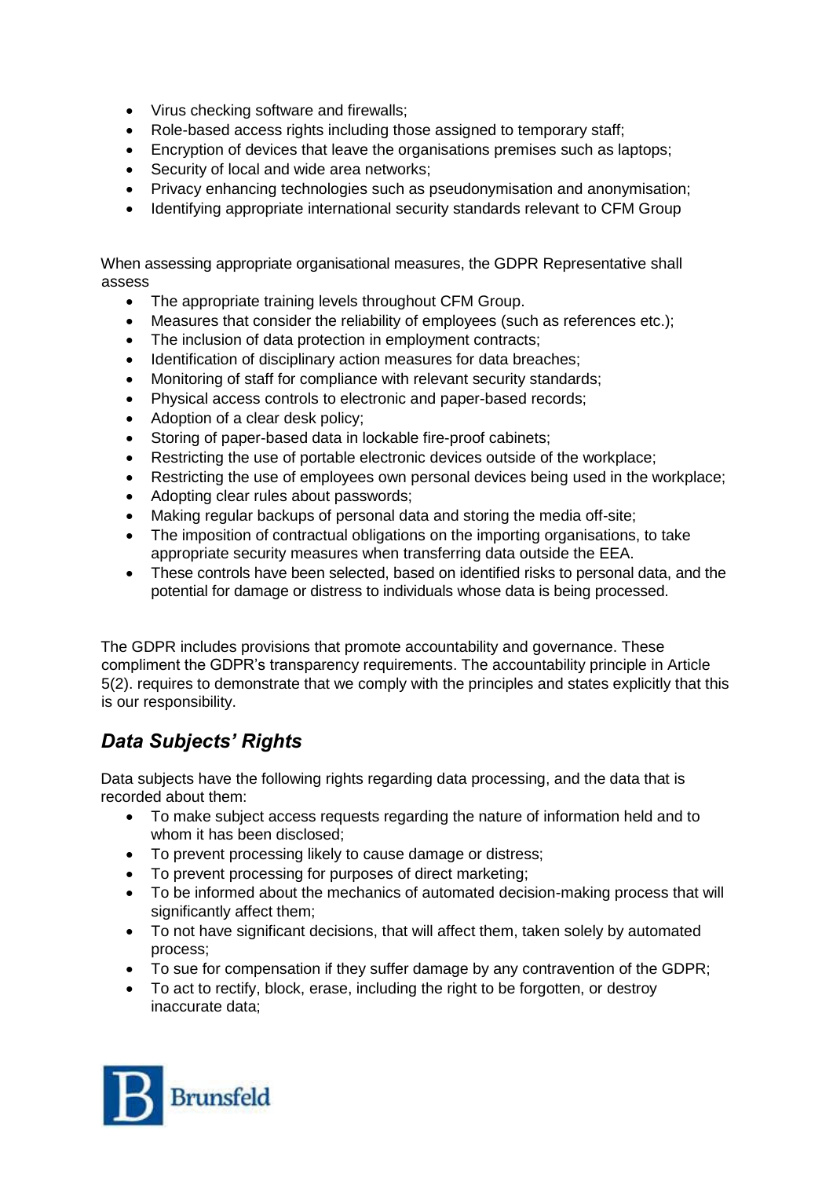- Virus checking software and firewalls;
- Role-based access rights including those assigned to temporary staff;
- Encryption of devices that leave the organisations premises such as laptops;
- Security of local and wide area networks;
- Privacy enhancing technologies such as pseudonymisation and anonymisation;
- Identifying appropriate international security standards relevant to CFM Group

When assessing appropriate organisational measures, the GDPR Representative shall assess

- The appropriate training levels throughout CFM Group.
- Measures that consider the reliability of employees (such as references etc.);
- The inclusion of data protection in employment contracts;
- Identification of disciplinary action measures for data breaches;
- Monitoring of staff for compliance with relevant security standards;
- Physical access controls to electronic and paper-based records;
- Adoption of a clear desk policy;
- Storing of paper-based data in lockable fire-proof cabinets;
- Restricting the use of portable electronic devices outside of the workplace;
- Restricting the use of employees own personal devices being used in the workplace;
- Adopting clear rules about passwords;
- Making regular backups of personal data and storing the media off-site;
- The imposition of contractual obligations on the importing organisations, to take appropriate security measures when transferring data outside the EEA.
- These controls have been selected, based on identified risks to personal data, and the potential for damage or distress to individuals whose data is being processed.

The GDPR includes provisions that promote accountability and governance. These compliment the GDPR's transparency requirements. The accountability principle in Article 5(2). requires to demonstrate that we comply with the principles and states explicitly that this is our responsibility.

## *Data Subjects' Rights*

Data subjects have the following rights regarding data processing, and the data that is recorded about them:

- To make subject access requests regarding the nature of information held and to whom it has been disclosed;
- To prevent processing likely to cause damage or distress;
- To prevent processing for purposes of direct marketing;
- To be informed about the mechanics of automated decision-making process that will significantly affect them;
- To not have significant decisions, that will affect them, taken solely by automated process;
- To sue for compensation if they suffer damage by any contravention of the GDPR;
- To act to rectify, block, erase, including the right to be forgotten, or destroy inaccurate data;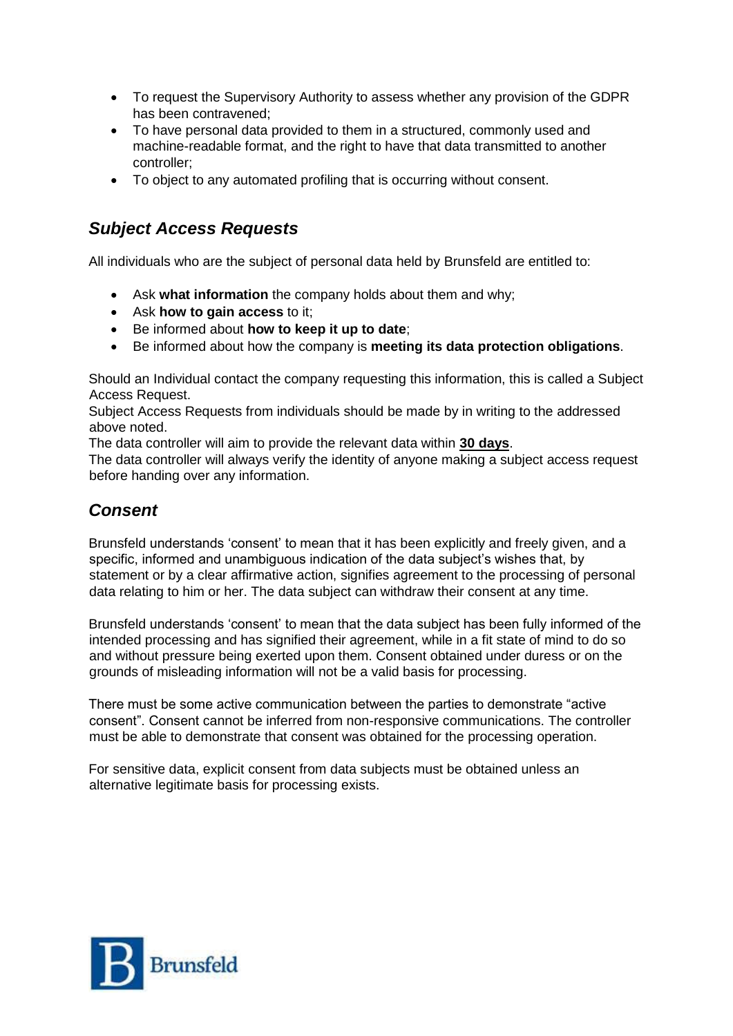- To request the Supervisory Authority to assess whether any provision of the GDPR has been contravened;
- To have personal data provided to them in a structured, commonly used and machine-readable format, and the right to have that data transmitted to another controller;
- To object to any automated profiling that is occurring without consent.

## *Subject Access Requests*

All individuals who are the subject of personal data held by Brunsfeld are entitled to:

- Ask **what information** the company holds about them and why;
- Ask **how to gain access** to it;
- Be informed about **how to keep it up to date**;
- Be informed about how the company is **meeting its data protection obligations**.

Should an Individual contact the company requesting this information, this is called a Subject Access Request.
Subject Access Requests from individuals should be made by in writing to the addressed above noted.
The data controller will aim to provide the relevant data within **30 days**.
The data controller will always verify the identity of anyone making a subject access request before handing over any information.

## *Consent*

Brunsfeld understands 'consent' to mean that it has been explicitly and freely given, and a specific, informed and unambiguous indication of the data subject's wishes that, by statement or by a clear affirmative action, signifies agreement to the processing of personal data relating to him or her. The data subject can withdraw their consent at any time.

Brunsfeld understands 'consent' to mean that the data subject has been fully informed of the intended processing and has signified their agreement, while in a fit state of mind to do so and without pressure being exerted upon them. Consent obtained under duress or on the grounds of misleading information will not be a valid basis for processing.

There must be some active communication between the parties to demonstrate "active consent". Consent cannot be inferred from non-responsive communications. The controller must be able to demonstrate that consent was obtained for the processing operation.

For sensitive data, explicit consent from data subjects must be obtained unless an alternative legitimate basis for processing exists.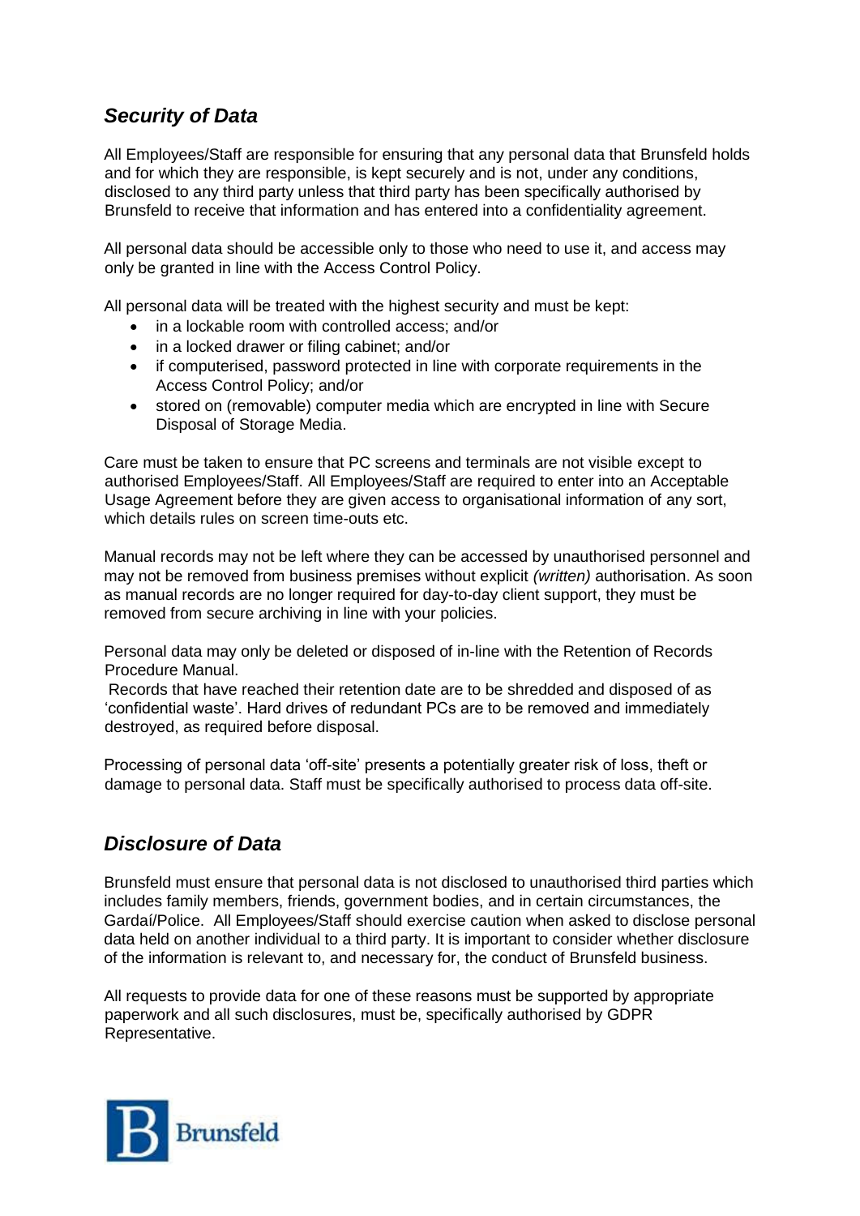## *Security of Data*

All Employees/Staff are responsible for ensuring that any personal data that Brunsfeld holds and for which they are responsible, is kept securely and is not, under any conditions, disclosed to any third party unless that third party has been specifically authorised by Brunsfeld to receive that information and has entered into a confidentiality agreement.

All personal data should be accessible only to those who need to use it, and access may only be granted in line with the Access Control Policy.

All personal data will be treated with the highest security and must be kept:

- in a lockable room with controlled access; and/or
- in a locked drawer or filing cabinet; and/or
- if computerised, password protected in line with corporate requirements in the Access Control Policy; and/or
- stored on (removable) computer media which are encrypted in line with Secure Disposal of Storage Media.

Care must be taken to ensure that PC screens and terminals are not visible except to authorised Employees/Staff. All Employees/Staff are required to enter into an Acceptable Usage Agreement before they are given access to organisational information of any sort, which details rules on screen time-outs etc.

Manual records may not be left where they can be accessed by unauthorised personnel and may not be removed from business premises without explicit *(written)* authorisation. As soon as manual records are no longer required for day-to-day client support, they must be removed from secure archiving in line with your policies.

Personal data may only be deleted or disposed of in-line with the Retention of Records Procedure Manual.
Records that have reached their retention date are to be shredded and disposed of as 'confidential waste'. Hard drives of redundant PCs are to be removed and immediately destroyed, as required before disposal.

Processing of personal data 'off-site' presents a potentially greater risk of loss, theft or damage to personal data. Staff must be specifically authorised to process data off-site.

## *Disclosure of Data*

Brunsfeld must ensure that personal data is not disclosed to unauthorised third parties which includes family members, friends, government bodies, and in certain circumstances, the Gardaí/Police. All Employees/Staff should exercise caution when asked to disclose personal data held on another individual to a third party. It is important to consider whether disclosure of the information is relevant to, and necessary for, the conduct of Brunsfeld business.

All requests to provide data for one of these reasons must be supported by appropriate paperwork and all such disclosures, must be, specifically authorised by GDPR Representative.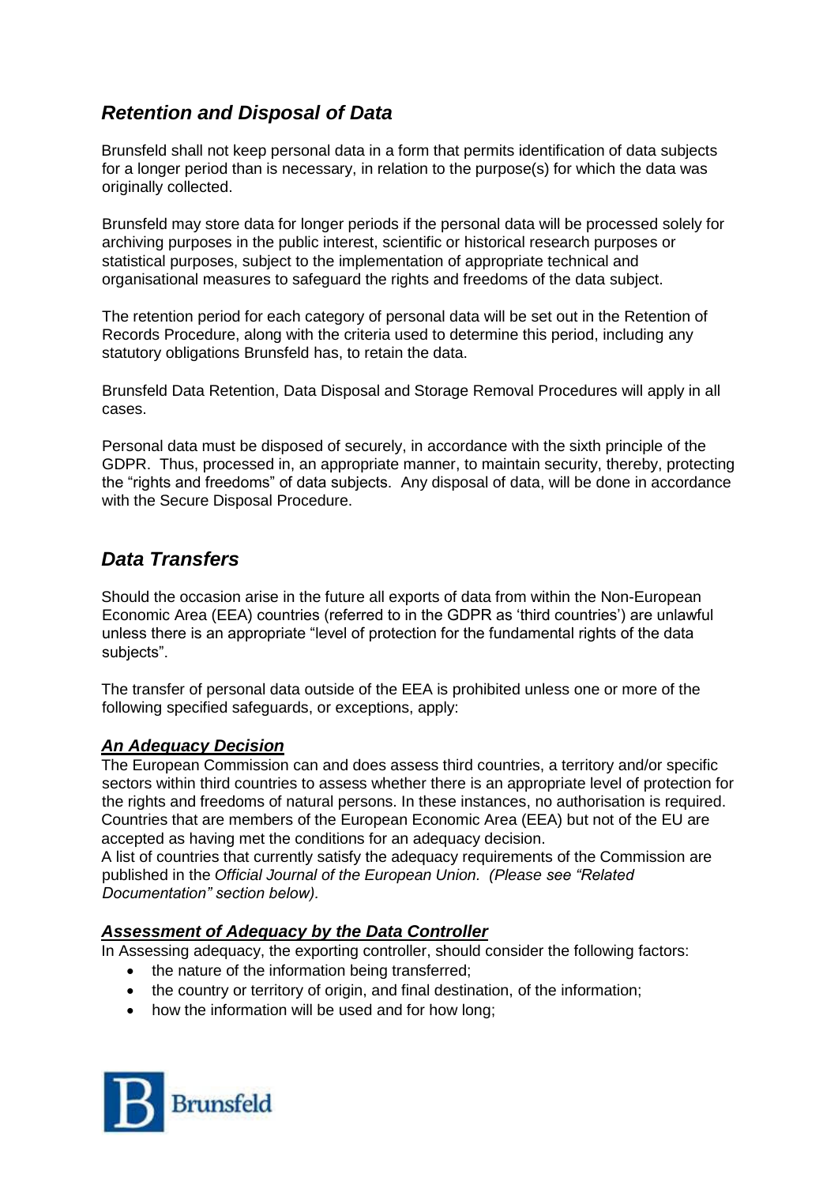## *Retention and Disposal of Data*

Brunsfeld shall not keep personal data in a form that permits identification of data subjects for a longer period than is necessary, in relation to the purpose(s) for which the data was originally collected.

Brunsfeld may store data for longer periods if the personal data will be processed solely for archiving purposes in the public interest, scientific or historical research purposes or statistical purposes, subject to the implementation of appropriate technical and organisational measures to safeguard the rights and freedoms of the data subject.

The retention period for each category of personal data will be set out in the Retention of Records Procedure, along with the criteria used to determine this period, including any statutory obligations Brunsfeld has, to retain the data.

Brunsfeld Data Retention, Data Disposal and Storage Removal Procedures will apply in all cases.

Personal data must be disposed of securely, in accordance with the sixth principle of the GDPR. Thus, processed in, an appropriate manner, to maintain security, thereby, protecting the "rights and freedoms" of data subjects. Any disposal of data, will be done in accordance with the Secure Disposal Procedure.

## *Data Transfers*

Should the occasion arise in the future all exports of data from within the Non-European Economic Area (EEA) countries (referred to in the GDPR as 'third countries') are unlawful unless there is an appropriate "level of protection for the fundamental rights of the data subjects".

The transfer of personal data outside of the EEA is prohibited unless one or more of the following specified safeguards, or exceptions, apply:

### ***An Adequacy Decision***

The European Commission can and does assess third countries, a territory and/or specific sectors within third countries to assess whether there is an appropriate level of protection for the rights and freedoms of natural persons. In these instances, no authorisation is required. Countries that are members of the European Economic Area (EEA) but not of the EU are accepted as having met the conditions for an adequacy decision.
A list of countries that currently satisfy the adequacy requirements of the Commission are published in the *Official Journal of the European Union. (Please see "Related Documentation" section below).*

### ***Assessment of Adequacy by the Data Controller***

In Assessing adequacy, the exporting controller, should consider the following factors:

- the nature of the information being transferred;
- the country or territory of origin, and final destination, of the information;
- how the information will be used and for how long;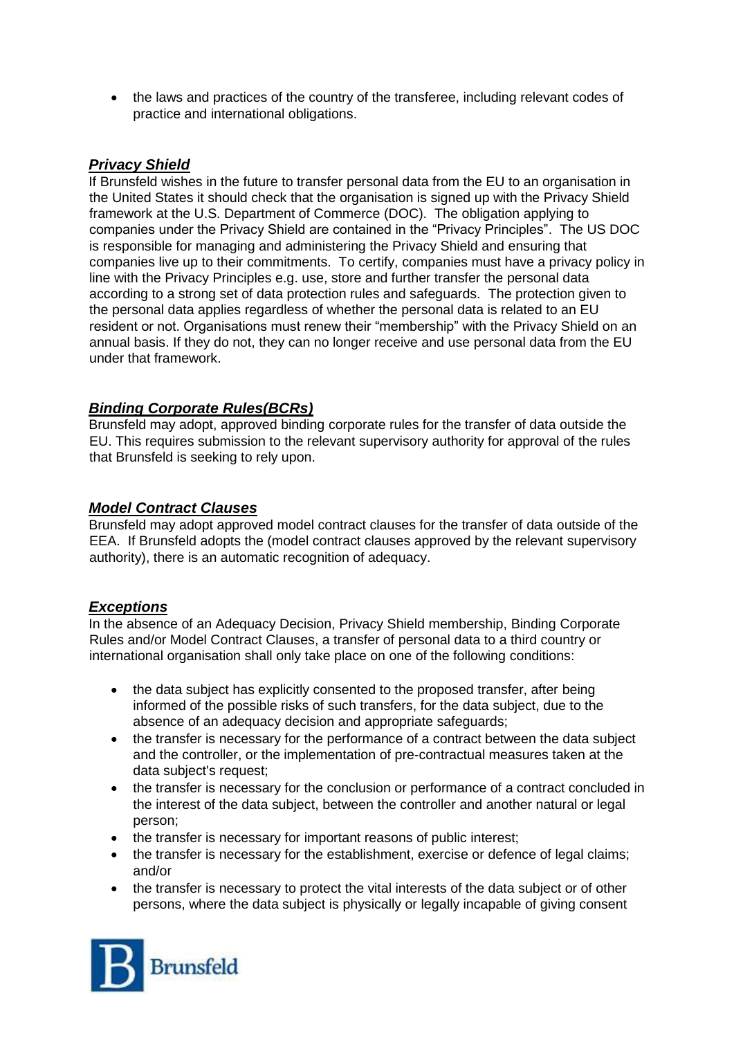- the laws and practices of the country of the transferee, including relevant codes of practice and international obligations.

***Privacy Shield***

If Brunsfeld wishes in the future to transfer personal data from the EU to an organisation in the United States it should check that the organisation is signed up with the Privacy Shield framework at the U.S. Department of Commerce (DOC). The obligation applying to companies under the Privacy Shield are contained in the "Privacy Principles". The US DOC is responsible for managing and administering the Privacy Shield and ensuring that companies live up to their commitments. To certify, companies must have a privacy policy in line with the Privacy Principles e.g. use, store and further transfer the personal data according to a strong set of data protection rules and safeguards. The protection given to the personal data applies regardless of whether the personal data is related to an EU resident or not. Organisations must renew their "membership" with the Privacy Shield on an annual basis. If they do not, they can no longer receive and use personal data from the EU under that framework.

***Binding Corporate Rules(BCRs)***

Brunsfeld may adopt, approved binding corporate rules for the transfer of data outside the EU. This requires submission to the relevant supervisory authority for approval of the rules that Brunsfeld is seeking to rely upon.

***Model Contract Clauses***

Brunsfeld may adopt approved model contract clauses for the transfer of data outside of the EEA. If Brunsfeld adopts the (model contract clauses approved by the relevant supervisory authority), there is an automatic recognition of adequacy.

***Exceptions***

In the absence of an Adequacy Decision, Privacy Shield membership, Binding Corporate Rules and/or Model Contract Clauses, a transfer of personal data to a third country or international organisation shall only take place on one of the following conditions:

- the data subject has explicitly consented to the proposed transfer, after being informed of the possible risks of such transfers, for the data subject, due to the absence of an adequacy decision and appropriate safeguards;
- the transfer is necessary for the performance of a contract between the data subject and the controller, or the implementation of pre-contractual measures taken at the data subject's request;
- the transfer is necessary for the conclusion or performance of a contract concluded in the interest of the data subject, between the controller and another natural or legal person;
- the transfer is necessary for important reasons of public interest;
- the transfer is necessary for the establishment, exercise or defence of legal claims; and/or
- the transfer is necessary to protect the vital interests of the data subject or of other persons, where the data subject is physically or legally incapable of giving consent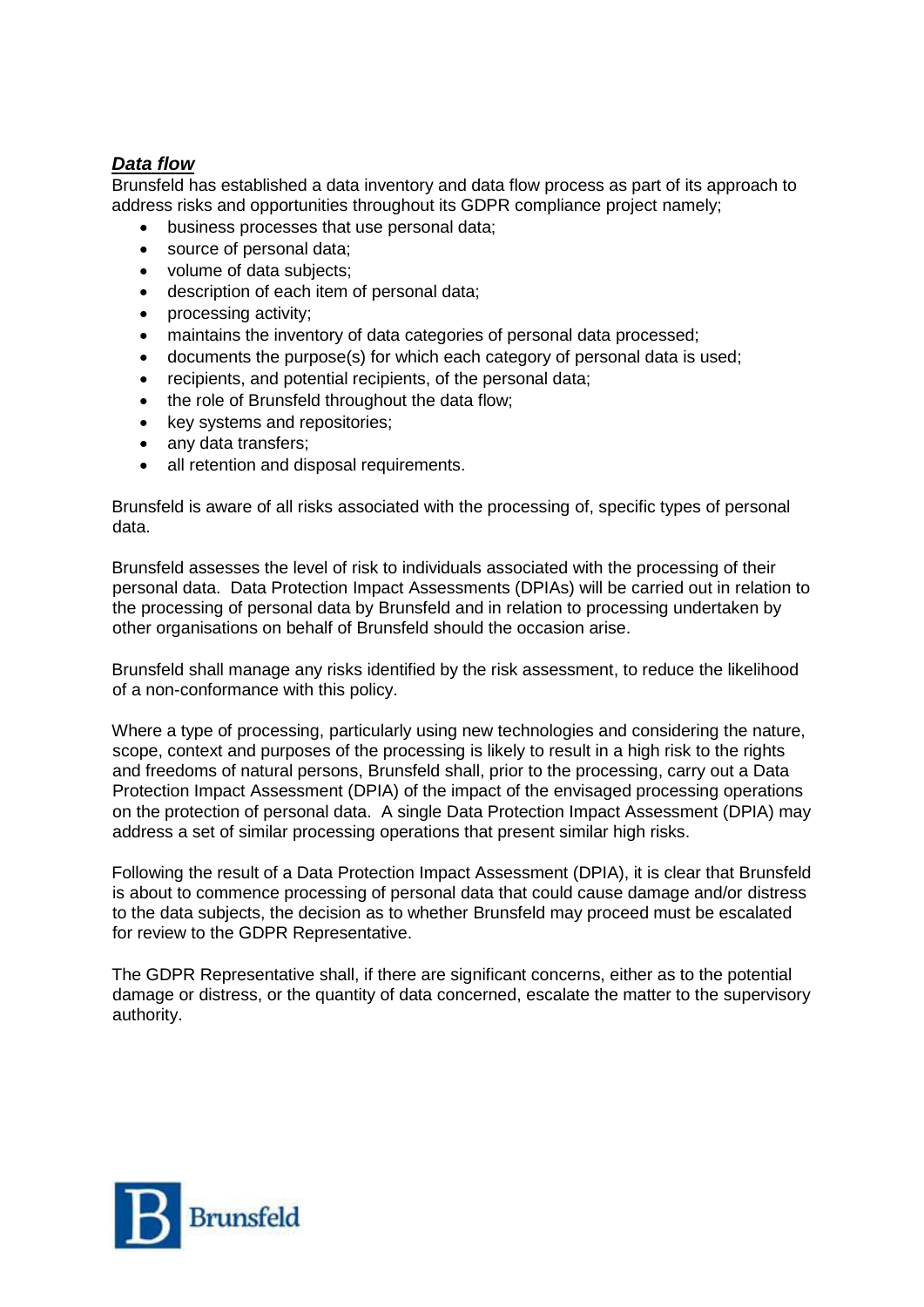***Data flow***

Brunsfeld has established a data inventory and data flow process as part of its approach to address risks and opportunities throughout its GDPR compliance project namely;

- business processes that use personal data;
- source of personal data;
- volume of data subjects;
- description of each item of personal data;
- processing activity;
- maintains the inventory of data categories of personal data processed;
- documents the purpose(s) for which each category of personal data is used;
- recipients, and potential recipients, of the personal data;
- the role of Brunsfeld throughout the data flow;
- key systems and repositories;
- any data transfers;
- all retention and disposal requirements.

Brunsfeld is aware of all risks associated with the processing of, specific types of personal data.

Brunsfeld assesses the level of risk to individuals associated with the processing of their personal data. Data Protection Impact Assessments (DPIAs) will be carried out in relation to the processing of personal data by Brunsfeld and in relation to processing undertaken by other organisations on behalf of Brunsfeld should the occasion arise.

Brunsfeld shall manage any risks identified by the risk assessment, to reduce the likelihood of a non-conformance with this policy.

Where a type of processing, particularly using new technologies and considering the nature, scope, context and purposes of the processing is likely to result in a high risk to the rights and freedoms of natural persons, Brunsfeld shall, prior to the processing, carry out a Data Protection Impact Assessment (DPIA) of the impact of the envisaged processing operations on the protection of personal data. A single Data Protection Impact Assessment (DPIA) may address a set of similar processing operations that present similar high risks.

Following the result of a Data Protection Impact Assessment (DPIA), it is clear that Brunsfeld is about to commence processing of personal data that could cause damage and/or distress to the data subjects, the decision as to whether Brunsfeld may proceed must be escalated for review to the GDPR Representative.

The GDPR Representative shall, if there are significant concerns, either as to the potential damage or distress, or the quantity of data concerned, escalate the matter to the supervisory authority.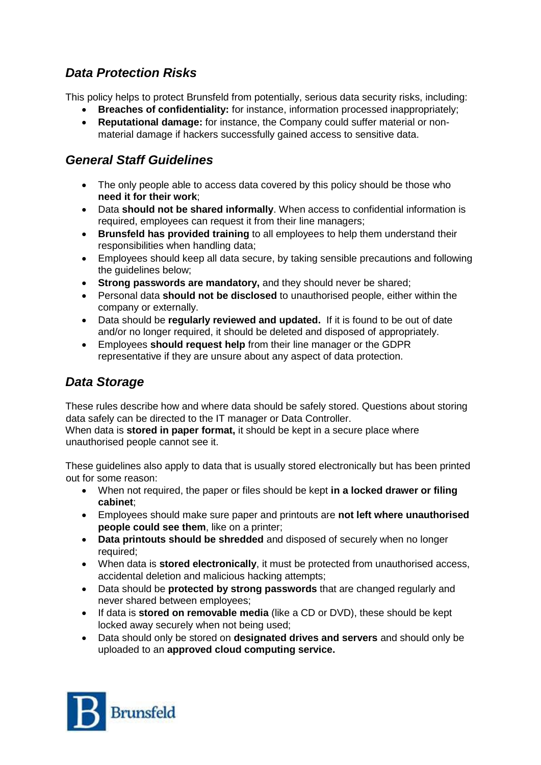## *Data Protection Risks*

This policy helps to protect Brunsfeld from potentially, serious data security risks, including:

- **Breaches of confidentiality:** for instance, information processed inappropriately;
- **Reputational damage:** for instance, the Company could suffer material or non-material damage if hackers successfully gained access to sensitive data.

## *General Staff Guidelines*

- The only people able to access data covered by this policy should be those who **need it for their work**;
- Data **should not be shared informally**. When access to confidential information is required, employees can request it from their line managers;
- **Brunsfeld has provided training** to all employees to help them understand their responsibilities when handling data;
- Employees should keep all data secure, by taking sensible precautions and following the guidelines below;
- **Strong passwords are mandatory,** and they should never be shared;
- Personal data **should not be disclosed** to unauthorised people, either within the company or externally.
- Data should be **regularly reviewed and updated.** If it is found to be out of date and/or no longer required, it should be deleted and disposed of appropriately.
- Employees **should request help** from their line manager or the GDPR representative if they are unsure about any aspect of data protection.

## *Data Storage*

These rules describe how and where data should be safely stored. Questions about storing data safely can be directed to the IT manager or Data Controller.
When data is **stored in paper format,** it should be kept in a secure place where unauthorised people cannot see it.

These guidelines also apply to data that is usually stored electronically but has been printed out for some reason:

- When not required, the paper or files should be kept **in a locked drawer or filing cabinet**;
- Employees should make sure paper and printouts are **not left where unauthorised people could see them**, like on a printer;
- **Data printouts should be shredded** and disposed of securely when no longer required;
- When data is **stored electronically**, it must be protected from unauthorised access, accidental deletion and malicious hacking attempts;
- Data should be **protected by strong passwords** that are changed regularly and never shared between employees;
- If data is **stored on removable media** (like a CD or DVD), these should be kept locked away securely when not being used;
- Data should only be stored on **designated drives and servers** and should only be uploaded to an **approved cloud computing service.**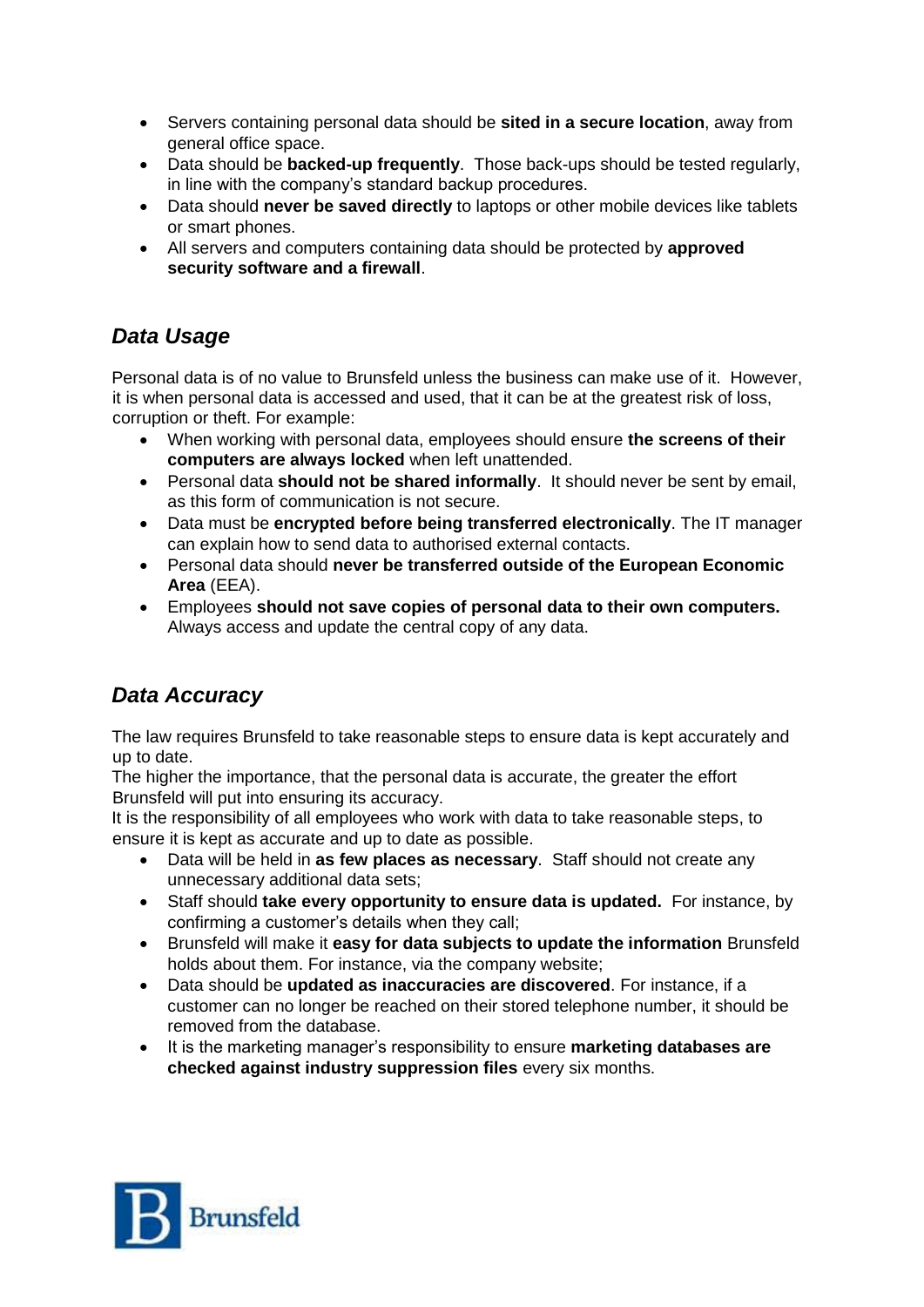- Servers containing personal data should be **sited in a secure location**, away from general office space.
- Data should be **backed-up frequently**. Those back-ups should be tested regularly, in line with the company's standard backup procedures.
- Data should **never be saved directly** to laptops or other mobile devices like tablets or smart phones.
- All servers and computers containing data should be protected by **approved security software and a firewall**.

## *Data Usage*

Personal data is of no value to Brunsfeld unless the business can make use of it. However, it is when personal data is accessed and used, that it can be at the greatest risk of loss, corruption or theft. For example:

- When working with personal data, employees should ensure **the screens of their computers are always locked** when left unattended.
- Personal data **should not be shared informally**. It should never be sent by email, as this form of communication is not secure.
- Data must be **encrypted before being transferred electronically**. The IT manager can explain how to send data to authorised external contacts.
- Personal data should **never be transferred outside of the European Economic Area** (EEA).
- Employees **should not save copies of personal data to their own computers.** Always access and update the central copy of any data.

## *Data Accuracy*

The law requires Brunsfeld to take reasonable steps to ensure data is kept accurately and up to date.

The higher the importance, that the personal data is accurate, the greater the effort Brunsfeld will put into ensuring its accuracy.

It is the responsibility of all employees who work with data to take reasonable steps, to ensure it is kept as accurate and up to date as possible.

- Data will be held in **as few places as necessary**. Staff should not create any unnecessary additional data sets;
- Staff should **take every opportunity to ensure data is updated.** For instance, by confirming a customer's details when they call;
- Brunsfeld will make it **easy for data subjects to update the information** Brunsfeld holds about them. For instance, via the company website;
- Data should be **updated as inaccuracies are discovered**. For instance, if a customer can no longer be reached on their stored telephone number, it should be removed from the database.
- It is the marketing manager's responsibility to ensure **marketing databases are checked against industry suppression files** every six months.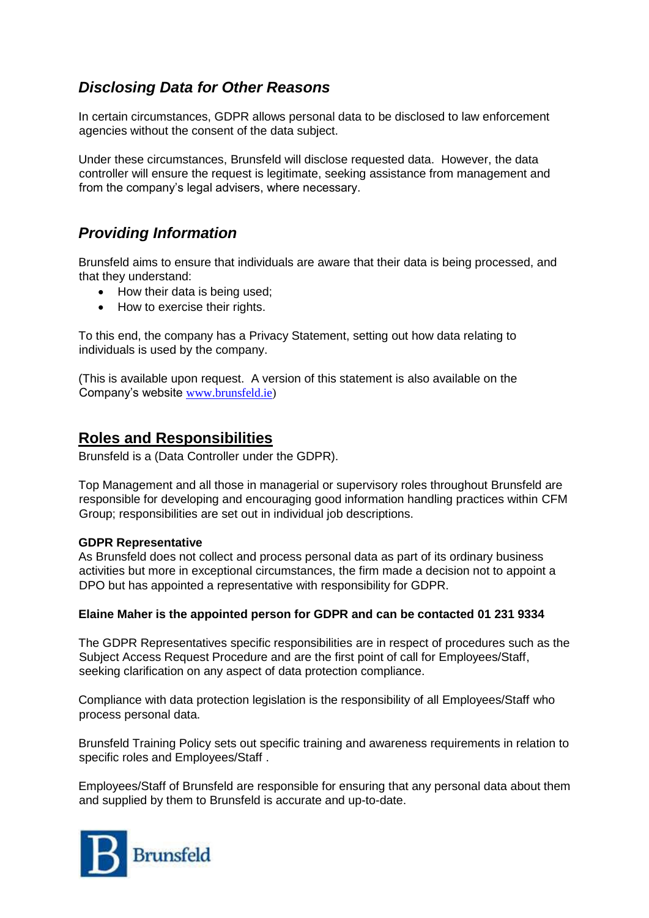## *Disclosing Data for Other Reasons*

In certain circumstances, GDPR allows personal data to be disclosed to law enforcement agencies without the consent of the data subject.

Under these circumstances, Brunsfeld will disclose requested data. However, the data controller will ensure the request is legitimate, seeking assistance from management and from the company's legal advisers, where necessary.

## *Providing Information*

Brunsfeld aims to ensure that individuals are aware that their data is being processed, and that they understand:

- How their data is being used;
- How to exercise their rights.

To this end, the company has a Privacy Statement, setting out how data relating to individuals is used by the company.

(This is available upon request. A version of this statement is also available on the Company's website www.brunsfeld.ie)

## Roles and Responsibilities

Brunsfeld is a (Data Controller under the GDPR).

Top Management and all those in managerial or supervisory roles throughout Brunsfeld are responsible for developing and encouraging good information handling practices within CFM Group; responsibilities are set out in individual job descriptions.

**GDPR Representative**

As Brunsfeld does not collect and process personal data as part of its ordinary business activities but more in exceptional circumstances, the firm made a decision not to appoint a DPO but has appointed a representative with responsibility for GDPR.

**Elaine Maher is the appointed person for GDPR and can be contacted 01 231 9334**

The GDPR Representatives specific responsibilities are in respect of procedures such as the Subject Access Request Procedure and are the first point of call for Employees/Staff, seeking clarification on any aspect of data protection compliance.

Compliance with data protection legislation is the responsibility of all Employees/Staff who process personal data.

Brunsfeld Training Policy sets out specific training and awareness requirements in relation to specific roles and Employees/Staff .

Employees/Staff of Brunsfeld are responsible for ensuring that any personal data about them and supplied by them to Brunsfeld is accurate and up-to-date.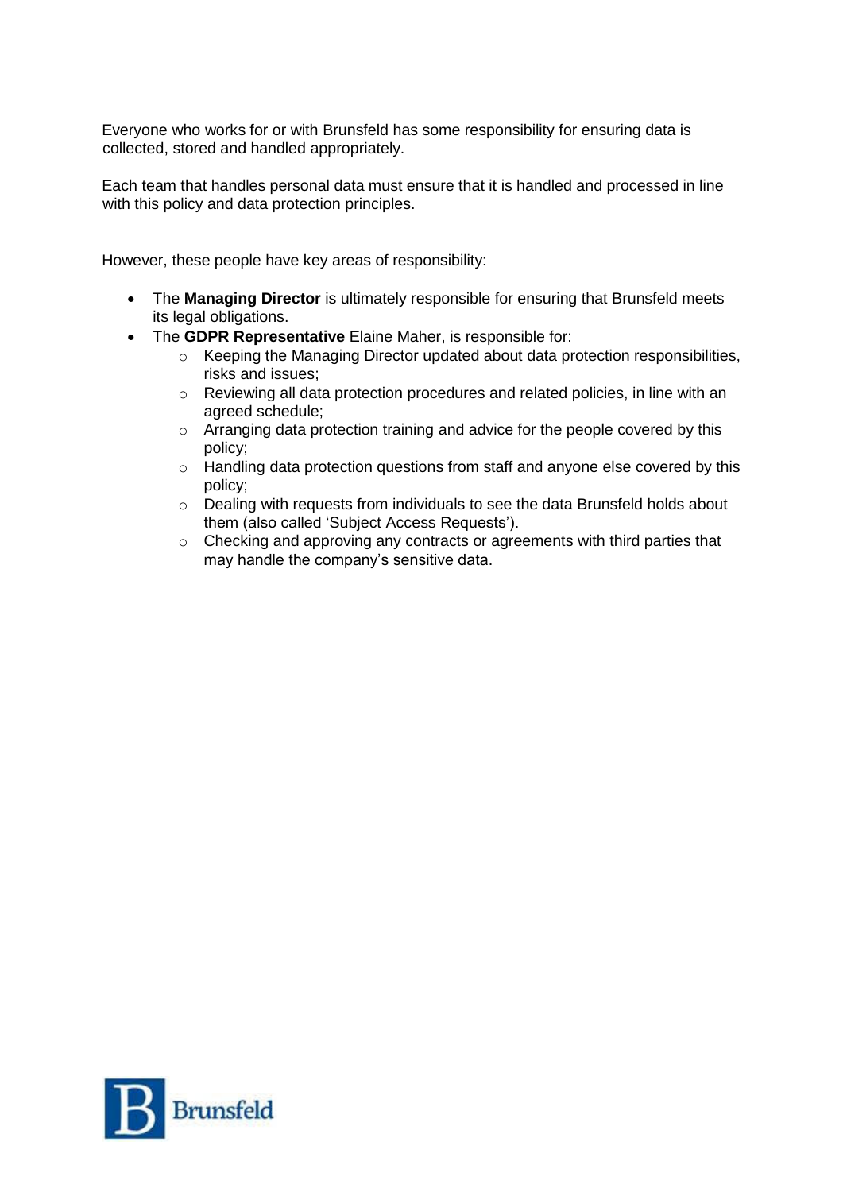Everyone who works for or with Brunsfeld has some responsibility for ensuring data is collected, stored and handled appropriately.

Each team that handles personal data must ensure that it is handled and processed in line with this policy and data protection principles.

However, these people have key areas of responsibility:

- The **Managing Director** is ultimately responsible for ensuring that Brunsfeld meets its legal obligations.
- The **GDPR Representative** Elaine Maher, is responsible for:
  - Keeping the Managing Director updated about data protection responsibilities, risks and issues;
  - Reviewing all data protection procedures and related policies, in line with an agreed schedule;
  - Arranging data protection training and advice for the people covered by this policy;
  - Handling data protection questions from staff and anyone else covered by this policy;
  - Dealing with requests from individuals to see the data Brunsfeld holds about them (also called 'Subject Access Requests').
  - Checking and approving any contracts or agreements with third parties that may handle the company's sensitive data.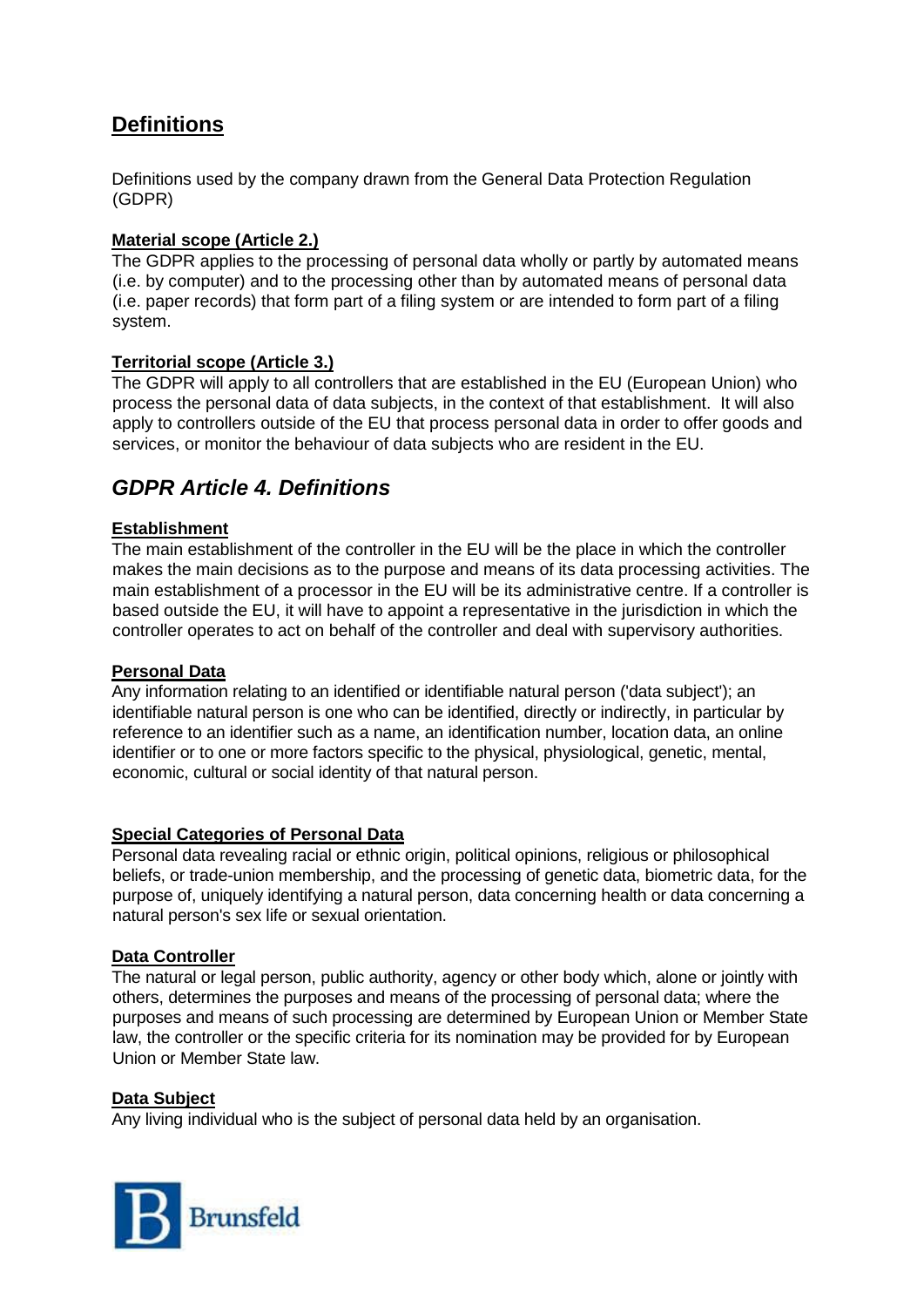## Definitions

Definitions used by the company drawn from the General Data Protection Regulation (GDPR)

**Material scope (Article 2.)**

The GDPR applies to the processing of personal data wholly or partly by automated means (i.e. by computer) and to the processing other than by automated means of personal data (i.e. paper records) that form part of a filing system or are intended to form part of a filing system.

**Territorial scope (Article 3.)**

The GDPR will apply to all controllers that are established in the EU (European Union) who process the personal data of data subjects, in the context of that establishment. It will also apply to controllers outside of the EU that process personal data in order to offer goods and services, or monitor the behaviour of data subjects who are resident in the EU.

## *GDPR Article 4. Definitions*

**Establishment**

The main establishment of the controller in the EU will be the place in which the controller makes the main decisions as to the purpose and means of its data processing activities. The main establishment of a processor in the EU will be its administrative centre. If a controller is based outside the EU, it will have to appoint a representative in the jurisdiction in which the controller operates to act on behalf of the controller and deal with supervisory authorities.

**Personal Data**

Any information relating to an identified or identifiable natural person ('data subject'); an identifiable natural person is one who can be identified, directly or indirectly, in particular by reference to an identifier such as a name, an identification number, location data, an online identifier or to one or more factors specific to the physical, physiological, genetic, mental, economic, cultural or social identity of that natural person.

**Special Categories of Personal Data**

Personal data revealing racial or ethnic origin, political opinions, religious or philosophical beliefs, or trade-union membership, and the processing of genetic data, biometric data, for the purpose of, uniquely identifying a natural person, data concerning health or data concerning a natural person's sex life or sexual orientation.

**Data Controller**

The natural or legal person, public authority, agency or other body which, alone or jointly with others, determines the purposes and means of the processing of personal data; where the purposes and means of such processing are determined by European Union or Member State law, the controller or the specific criteria for its nomination may be provided for by European Union or Member State law.

**Data Subject**

Any living individual who is the subject of personal data held by an organisation.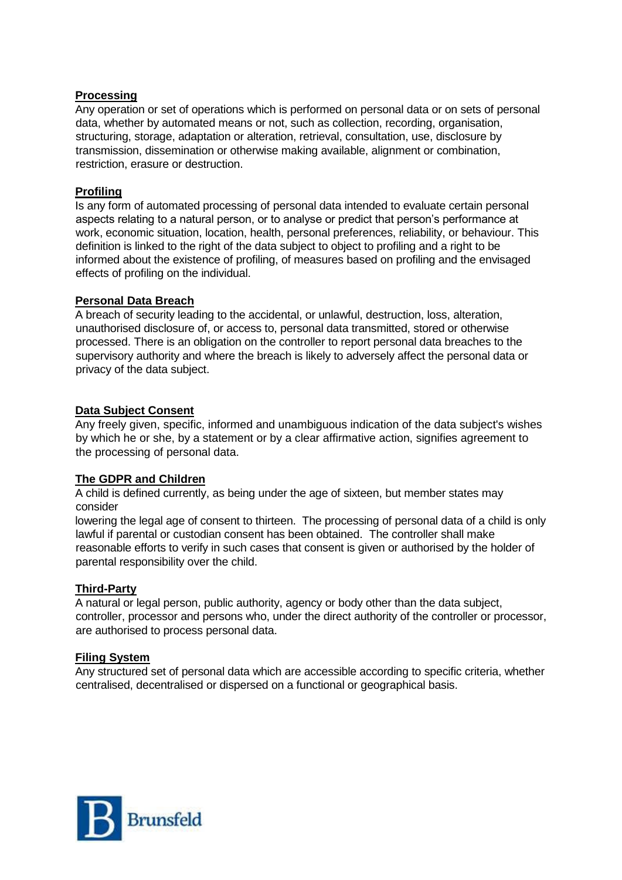**Processing**

Any operation or set of operations which is performed on personal data or on sets of personal data, whether by automated means or not, such as collection, recording, organisation, structuring, storage, adaptation or alteration, retrieval, consultation, use, disclosure by transmission, dissemination or otherwise making available, alignment or combination, restriction, erasure or destruction.

**Profiling**

Is any form of automated processing of personal data intended to evaluate certain personal aspects relating to a natural person, or to analyse or predict that person's performance at work, economic situation, location, health, personal preferences, reliability, or behaviour. This definition is linked to the right of the data subject to object to profiling and a right to be informed about the existence of profiling, of measures based on profiling and the envisaged effects of profiling on the individual.

**Personal Data Breach**

A breach of security leading to the accidental, or unlawful, destruction, loss, alteration, unauthorised disclosure of, or access to, personal data transmitted, stored or otherwise processed. There is an obligation on the controller to report personal data breaches to the supervisory authority and where the breach is likely to adversely affect the personal data or privacy of the data subject.

**Data Subject Consent**

Any freely given, specific, informed and unambiguous indication of the data subject's wishes by which he or she, by a statement or by a clear affirmative action, signifies agreement to the processing of personal data.

**The GDPR and Children**

A child is defined currently, as being under the age of sixteen, but member states may consider
lowering the legal age of consent to thirteen. The processing of personal data of a child is only lawful if parental or custodian consent has been obtained. The controller shall make reasonable efforts to verify in such cases that consent is given or authorised by the holder of parental responsibility over the child.

**Third-Party**

A natural or legal person, public authority, agency or body other than the data subject, controller, processor and persons who, under the direct authority of the controller or processor, are authorised to process personal data.

**Filing System**

Any structured set of personal data which are accessible according to specific criteria, whether centralised, decentralised or dispersed on a functional or geographical basis.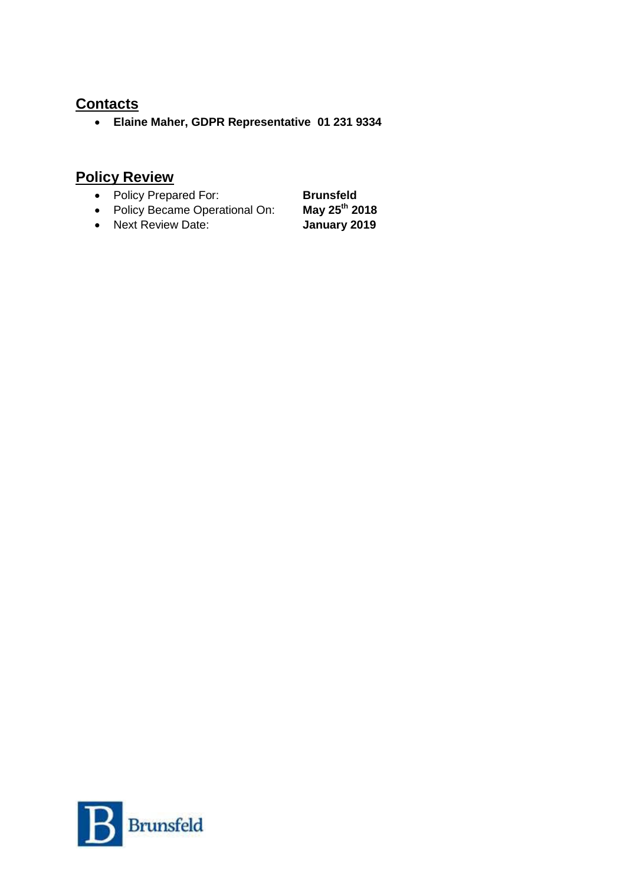## Contacts

- **Elaine Maher, GDPR Representative 01 231 9334**

## Policy Review

- Policy Prepared For: **Brunsfeld**
- Policy Became Operational On: **May 25th 2018**
- Next Review Date: **January 2019**

Brunsfeld